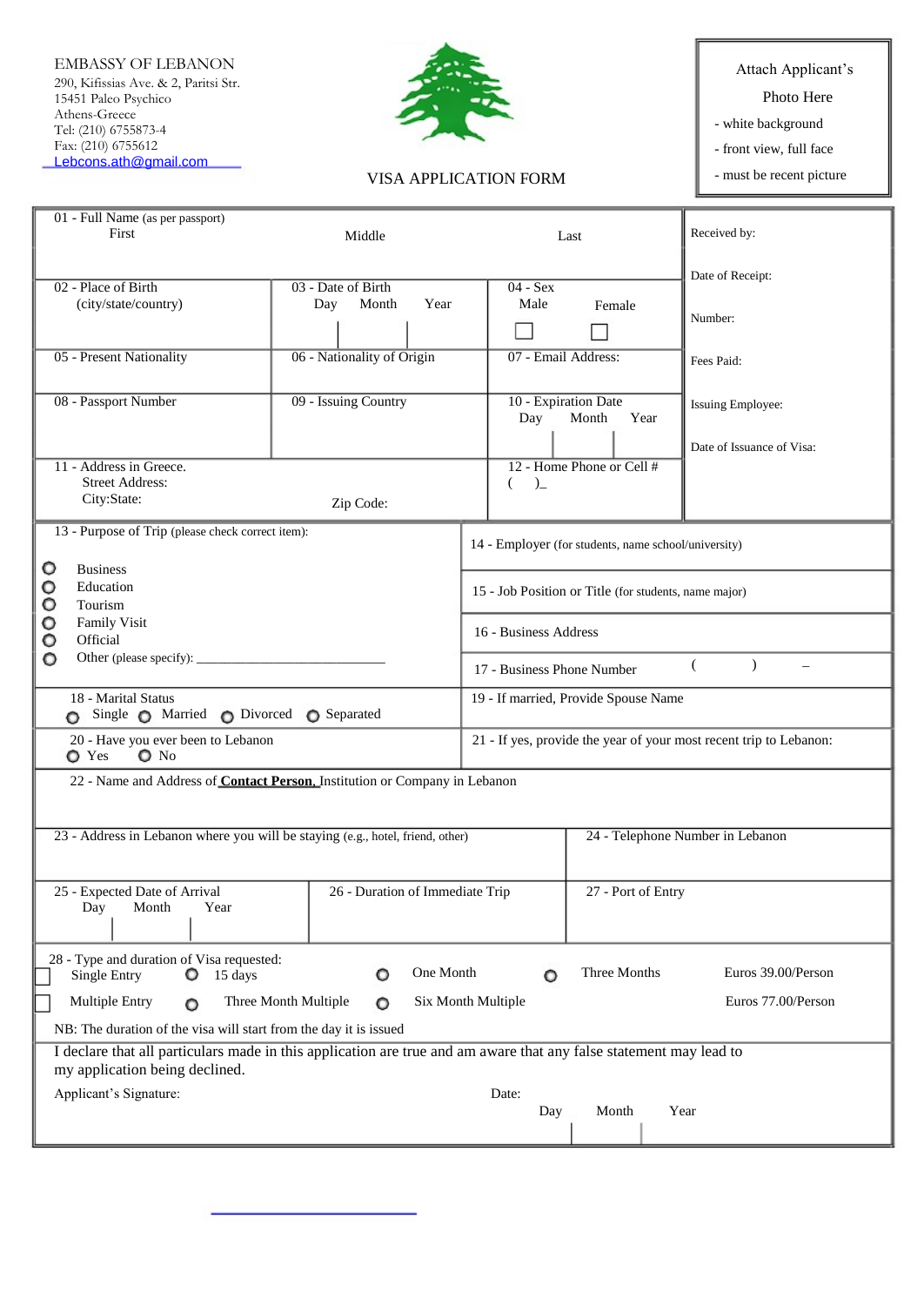EMBASSY OF LEBANON
290, Kifissias Ave. & 2, Paritsi Str.
15451 Paleo Psychico
Athens-Greece
Tel: (210) 6755873-4
Fax: (210) 6755612
Lebcons.ath@gmail.com

# VISA APPLICATION FORM

Attach Applicant's Photo Here
- white background
- front view, full face
- must be recent picture

| 01 - Full Name (as per passport) First | Middle | Last | Received by: |
|---|---|---|---|
| 02 - Place of Birth (city/state/country) | 03 - Date of Birth Day Month Year | 04 - Sex Male ☐ Female ☐ | Date of Receipt: |
| 05 - Present Nationality | 06 - Nationality of Origin | 07 - Email Address: | Number: Fees Paid: |
| 08 - Passport Number | 09 - Issuing Country | 10 - Expiration Date Day Month Year | Issuing Employee: Date of Issuance of Visa: |
| 11 - Address in Greece. Street Address: City:State: | Zip Code: | 12 - Home Phone or Cell # ( )_ | |

| 13 - Purpose of Trip (please check correct item): | 14 - Employer (for students, name school/university) |
|---|---|
| ○ Business<br>○ Education<br>○ Tourism<br>○ Family Visit<br>○ Official<br>○ Other (please specify): ______________ | 15 - Job Position or Title (for students, name major)<br>16 - Business Address<br>17 - Business Phone Number ( ) – |
| 18 - Marital Status ○ Single ○ Married ○ Divorced ○ Separated | 19 - If married, Provide Spouse Name |
| 20 - Have you ever been to Lebanon ○ Yes ○ No | 21 - If yes, provide the year of your most recent trip to Lebanon: |

22 - Name and Address of **Contact Person**, Institution or Company in Lebanon

| 23 - Address in Lebanon where you will be staying (e.g., hotel, friend, other) | | 24 - Telephone Number in Lebanon |
|---|---|---|
| 25 - Expected Date of Arrival Day Month Year | 26 - Duration of Immediate Trip | 27 - Port of Entry |

28 - Type and duration of Visa requested:

| | | | | |
|---|---|---|---|---|
| ☐ Single Entry | ○ 15 days | ○ One Month | ○ Three Months | Euros 39.00/Person |
| ☐ Multiple Entry | ○ Three Month Multiple | ○ Six Month Multiple | | Euros 77.00/Person |

NB: The duration of the visa will start from the day it is issued

I declare that all particulars made in this application are true and am aware that any false statement may lead to my application being declined.

Applicant's Signature: Date: Day Month Year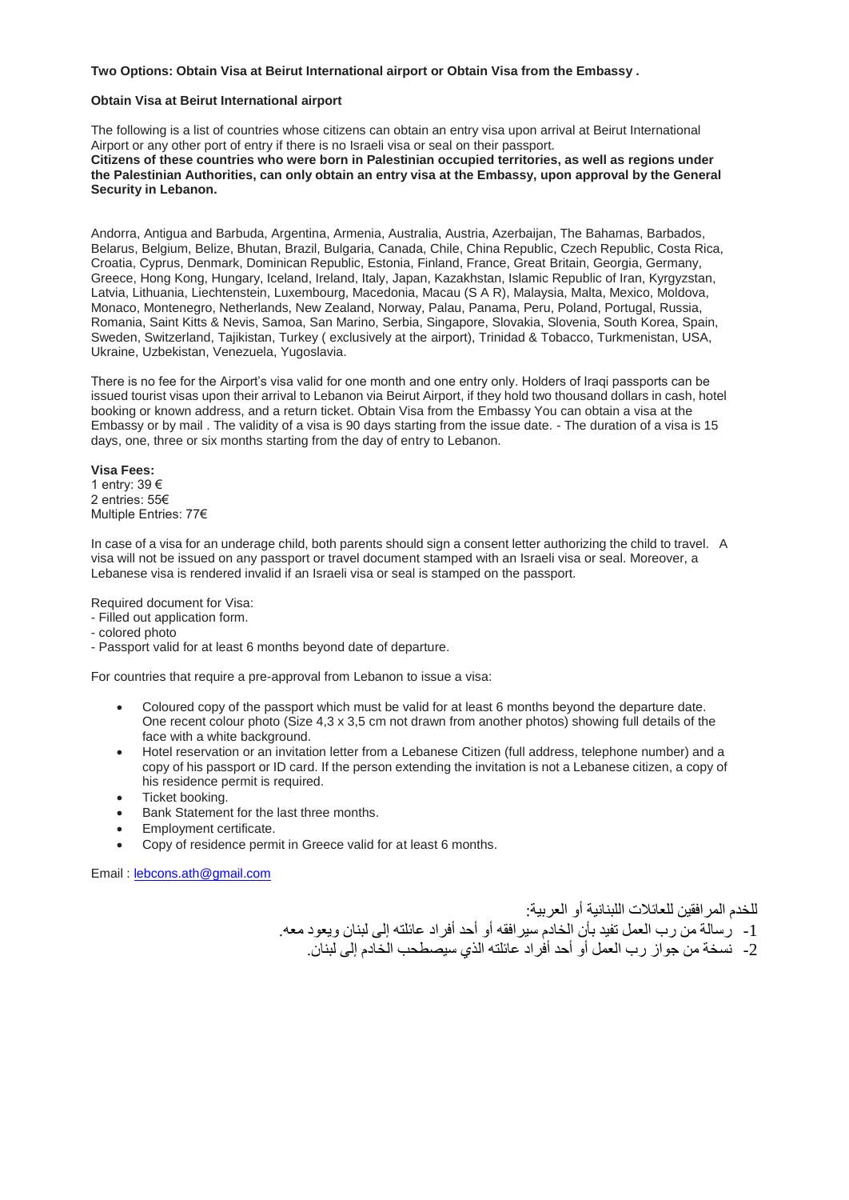**Two Options: Obtain Visa at Beirut International airport or Obtain Visa from the Embassy .**

**Obtain Visa at Beirut International airport**

The following is a list of countries whose citizens can obtain an entry visa upon arrival at Beirut International Airport or any other port of entry if there is no Israeli visa or seal on their passport.
**Citizens of these countries who were born in Palestinian occupied territories, as well as regions under the Palestinian Authorities, can only obtain an entry visa at the Embassy, upon approval by the General Security in Lebanon.**

Andorra, Antigua and Barbuda, Argentina, Armenia, Australia, Austria, Azerbaijan, The Bahamas, Barbados, Belarus, Belgium, Belize, Bhutan, Brazil, Bulgaria, Canada, Chile, China Republic, Czech Republic, Costa Rica, Croatia, Cyprus, Denmark, Dominican Republic, Estonia, Finland, France, Great Britain, Georgia, Germany, Greece, Hong Kong, Hungary, Iceland, Ireland, Italy, Japan, Kazakhstan, Islamic Republic of Iran, Kyrgyzstan, Latvia, Lithuania, Liechtenstein, Luxembourg, Macedonia, Macau (S A R), Malaysia, Malta, Mexico, Moldova, Monaco, Montenegro, Netherlands, New Zealand, Norway, Palau, Panama, Peru, Poland, Portugal, Russia, Romania, Saint Kitts & Nevis, Samoa, San Marino, Serbia, Singapore, Slovakia, Slovenia, South Korea, Spain, Sweden, Switzerland, Tajikistan, Turkey ( exclusively at the airport), Trinidad & Tobacco, Turkmenistan, USA, Ukraine, Uzbekistan, Venezuela, Yugoslavia.

There is no fee for the Airport's visa valid for one month and one entry only. Holders of Iraqi passports can be issued tourist visas upon their arrival to Lebanon via Beirut Airport, if they hold two thousand dollars in cash, hotel booking or known address, and a return ticket. Obtain Visa from the Embassy You can obtain a visa at the Embassy or by mail . The validity of a visa is 90 days starting from the issue date. - The duration of a visa is 15 days, one, three or six months starting from the day of entry to Lebanon.

**Visa Fees:**
1 entry: 39 €
2 entries: 55€
Multiple Entries: 77€

In case of a visa for an underage child, both parents should sign a consent letter authorizing the child to travel. A visa will not be issued on any passport or travel document stamped with an Israeli visa or seal. Moreover, a Lebanese visa is rendered invalid if an Israeli visa or seal is stamped on the passport.

Required document for Visa:
- Filled out application form.
- colored photo
- Passport valid for at least 6 months beyond date of departure.

For countries that require a pre-approval from Lebanon to issue a visa:

- Coloured copy of the passport which must be valid for at least 6 months beyond the departure date. One recent colour photo (Size 4,3 x 3,5 cm not drawn from another photos) showing full details of the face with a white background.
- Hotel reservation or an invitation letter from a Lebanese Citizen (full address, telephone number) and a copy of his passport or ID card. If the person extending the invitation is not a Lebanese citizen, a copy of his residence permit is required.
- Ticket booking.
- Bank Statement for the last three months.
- Employment certificate.
- Copy of residence permit in Greece valid for at least 6 months.

Email : lebcons.ath@gmail.com

للخدم المرافقين للعائلات اللبنانية أو العربية:
1- رسالة من رب العمل تفيد بأن الخادم سيرافقه أو أحد أفراد عائلته إلى لبنان ويعود معه.
2- نسخة من جواز رب العمل أو أحد أفراد عائلته الذي سيصطحب الخادم إلى لبنان.